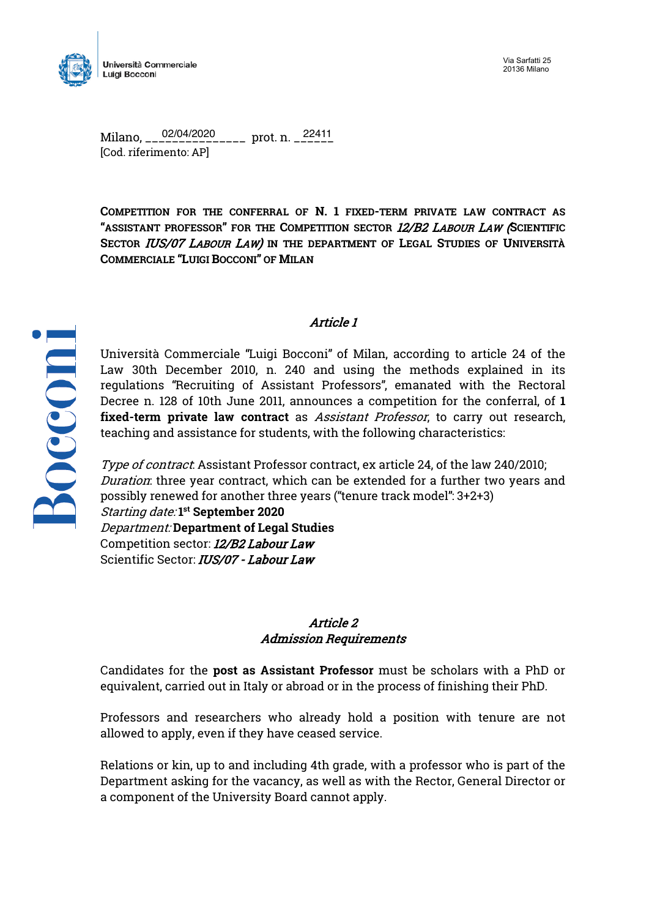Università Commerciale Luigi Bocconi

Via Sarfatti 25
20136 Milano

Milano, 02/04/2020 prot. n. 22411
[Cod. riferimento: AP]

**COMPETITION FOR THE CONFERRAL OF N. 1 FIXED-TERM PRIVATE LAW CONTRACT AS "ASSISTANT PROFESSOR" FOR THE COMPETITION SECTOR *12/B2 LABOUR LAW* (SCIENTIFIC SECTOR *IUS/07 LABOUR LAW*) IN THE DEPARTMENT OF LEGAL STUDIES OF UNIVERSITÀ COMMERCIALE "LUIGI BOCCONI" OF MILAN**

## *Article 1*

Università Commerciale "Luigi Bocconi" of Milan, according to article 24 of the Law 30th December 2010, n. 240 and using the methods explained in its regulations "Recruiting of Assistant Professors", emanated with the Rectoral Decree n. 128 of 10th June 2011, announces a competition for the conferral, of **1 fixed-term private law contract** as *Assistant Professor*, to carry out research, teaching and assistance for students, with the following characteristics:

*Type of contract*: Assistant Professor contract, ex article 24, of the law 240/2010;
*Duration*: three year contract, which can be extended for a further two years and possibly renewed for another three years ("tenure track model": 3+2+3)
*Starting date:* **1st September 2020**
*Department:* **Department of Legal Studies**
Competition sector: ***12/B2 Labour Law***
Scientific Sector: ***IUS/07 - Labour Law***

## *Article 2*
## *Admission Requirements*

Candidates for the **post as Assistant Professor** must be scholars with a PhD or equivalent, carried out in Italy or abroad or in the process of finishing their PhD.

Professors and researchers who already hold a position with tenure are not allowed to apply, even if they have ceased service.

Relations or kin, up to and including 4th grade, with a professor who is part of the Department asking for the vacancy, as well as with the Rector, General Director or a component of the University Board cannot apply.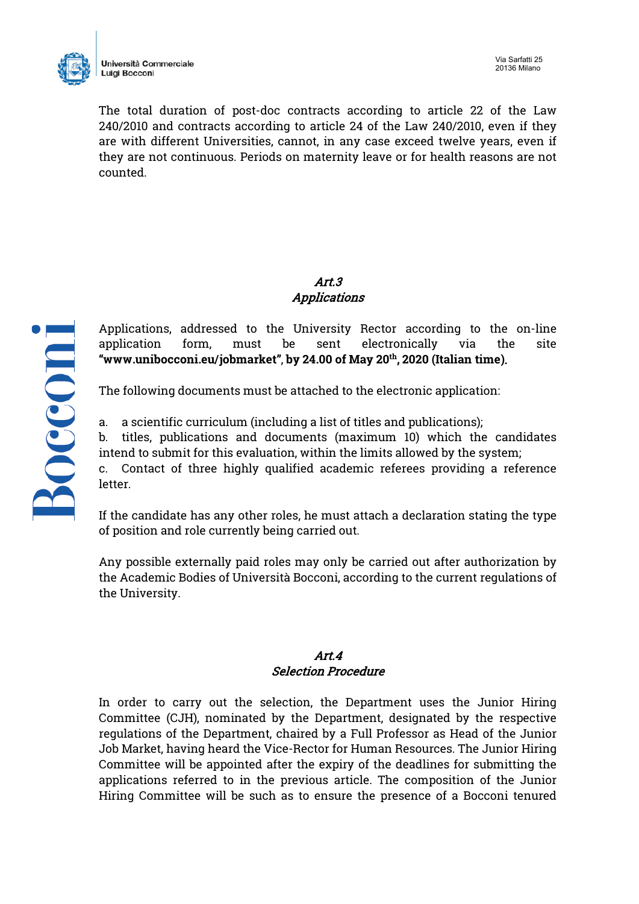The total duration of post-doc contracts according to article 22 of the Law 240/2010 and contracts according to article 24 of the Law 240/2010, even if they are with different Universities, cannot, in any case exceed twelve years, even if they are not continuous. Periods on maternity leave or for health reasons are not counted.

## *Art.3*
## *Applications*

Applications, addressed to the University Rector according to the on-line application form, must be sent electronically via the site **"www.unibocconi.eu/jobmarket", by 24.00 of May 20th, 2020 (Italian time)***.*

The following documents must be attached to the electronic application:

a. a scientific curriculum (including a list of titles and publications);
b. titles, publications and documents (maximum 10) which the candidates intend to submit for this evaluation, within the limits allowed by the system;
c. Contact of three highly qualified academic referees providing a reference letter.

If the candidate has any other roles, he must attach a declaration stating the type of position and role currently being carried out.

Any possible externally paid roles may only be carried out after authorization by the Academic Bodies of Università Bocconi, according to the current regulations of the University.

## *Art.4*
## *Selection Procedure*

In order to carry out the selection, the Department uses the Junior Hiring Committee (CJH), nominated by the Department, designated by the respective regulations of the Department, chaired by a Full Professor as Head of the Junior Job Market, having heard the Vice-Rector for Human Resources. The Junior Hiring Committee will be appointed after the expiry of the deadlines for submitting the applications referred to in the previous article. The composition of the Junior Hiring Committee will be such as to ensure the presence of a Bocconi tenured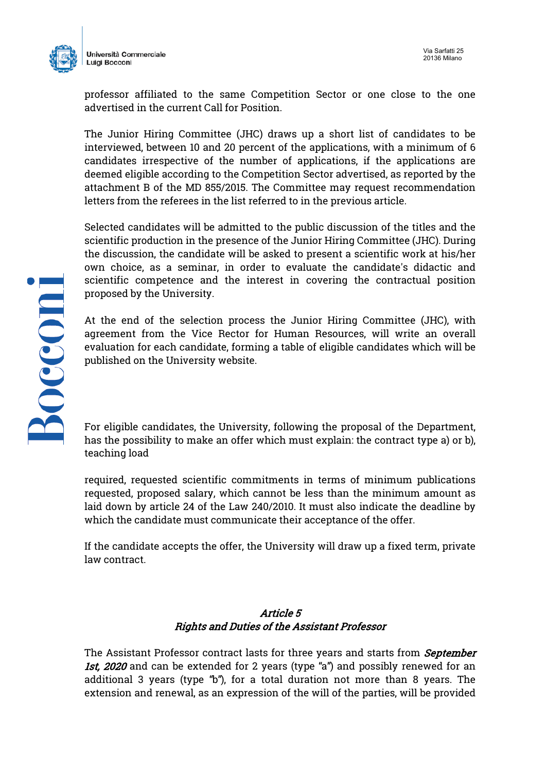professor affiliated to the same Competition Sector or one close to the one advertised in the current Call for Position.

The Junior Hiring Committee (JHC) draws up a short list of candidates to be interviewed, between 10 and 20 percent of the applications, with a minimum of 6 candidates irrespective of the number of applications, if the applications are deemed eligible according to the Competition Sector advertised, as reported by the attachment B of the MD 855/2015. The Committee may request recommendation letters from the referees in the list referred to in the previous article.

Selected candidates will be admitted to the public discussion of the titles and the scientific production in the presence of the Junior Hiring Committee (JHC). During the discussion, the candidate will be asked to present a scientific work at his/her own choice, as a seminar, in order to evaluate the candidate's didactic and scientific competence and the interest in covering the contractual position proposed by the University.

At the end of the selection process the Junior Hiring Committee (JHC), with agreement from the Vice Rector for Human Resources, will write an overall evaluation for each candidate, forming a table of eligible candidates which will be published on the University website.

For eligible candidates, the University, following the proposal of the Department, has the possibility to make an offer which must explain: the contract type a) or b), teaching load

required, requested scientific commitments in terms of minimum publications requested, proposed salary, which cannot be less than the minimum amount as laid down by article 24 of the Law 240/2010. It must also indicate the deadline by which the candidate must communicate their acceptance of the offer.

If the candidate accepts the offer, the University will draw up a fixed term, private law contract.

## *Article 5*
## *Rights and Duties of the Assistant Professor*

The Assistant Professor contract lasts for three years and starts from ***September 1st, 2020*** and can be extended for 2 years (type "a") and possibly renewed for an additional 3 years (type "b"), for a total duration not more than 8 years. The extension and renewal, as an expression of the will of the parties, will be provided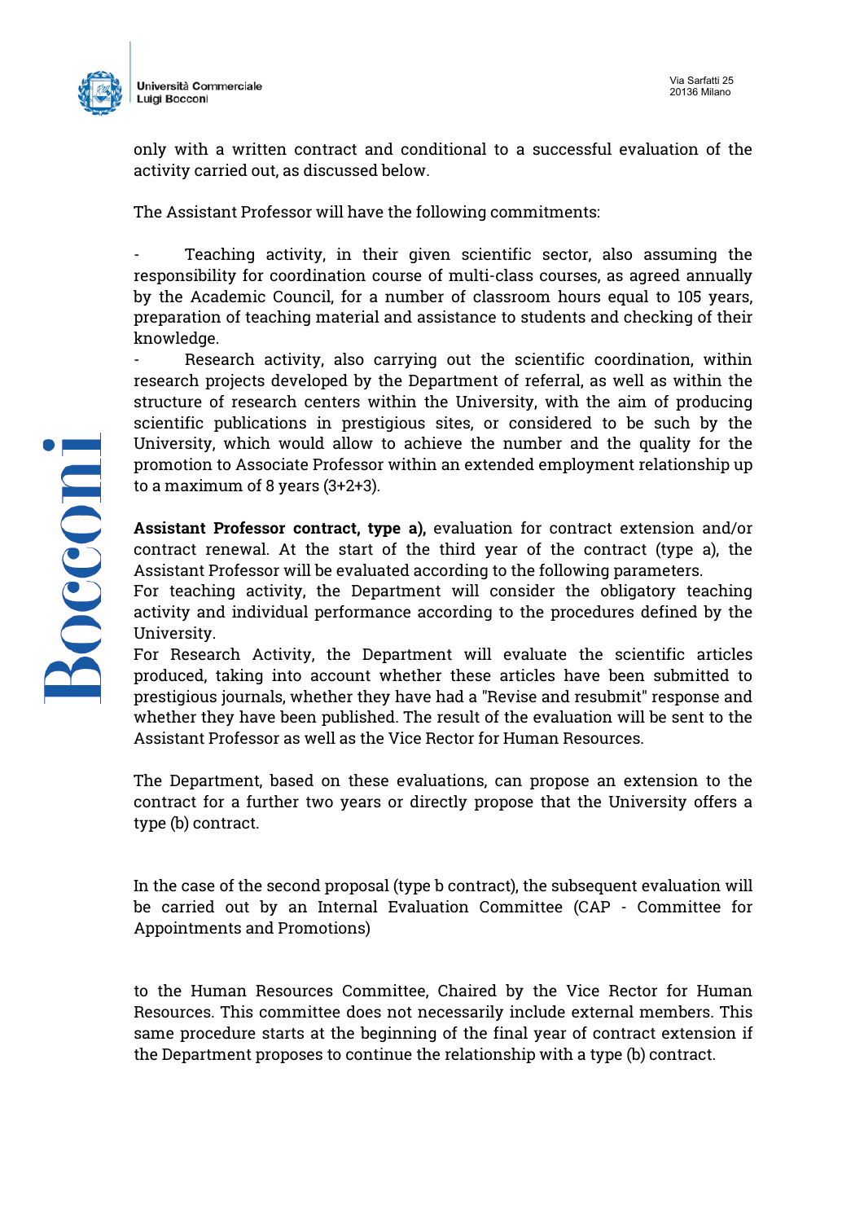only with a written contract and conditional to a successful evaluation of the activity carried out, as discussed below.

The Assistant Professor will have the following commitments:

- Teaching activity, in their given scientific sector, also assuming the responsibility for coordination course of multi-class courses, as agreed annually by the Academic Council, for a number of classroom hours equal to 105 years, preparation of teaching material and assistance to students and checking of their knowledge.
- Research activity, also carrying out the scientific coordination, within research projects developed by the Department of referral, as well as within the structure of research centers within the University, with the aim of producing scientific publications in prestigious sites, or considered to be such by the University, which would allow to achieve the number and the quality for the promotion to Associate Professor within an extended employment relationship up to a maximum of 8 years (3+2+3).

**Assistant Professor contract, type a),** evaluation for contract extension and/or contract renewal. At the start of the third year of the contract (type a), the Assistant Professor will be evaluated according to the following parameters.
For teaching activity, the Department will consider the obligatory teaching activity and individual performance according to the procedures defined by the University.
For Research Activity, the Department will evaluate the scientific articles produced, taking into account whether these articles have been submitted to prestigious journals, whether they have had a "Revise and resubmit" response and whether they have been published. The result of the evaluation will be sent to the Assistant Professor as well as the Vice Rector for Human Resources.

The Department, based on these evaluations, can propose an extension to the contract for a further two years or directly propose that the University offers a type (b) contract.

In the case of the second proposal (type b contract), the subsequent evaluation will be carried out by an Internal Evaluation Committee (CAP - Committee for Appointments and Promotions)

to the Human Resources Committee, Chaired by the Vice Rector for Human Resources. This committee does not necessarily include external members. This same procedure starts at the beginning of the final year of contract extension if the Department proposes to continue the relationship with a type (b) contract.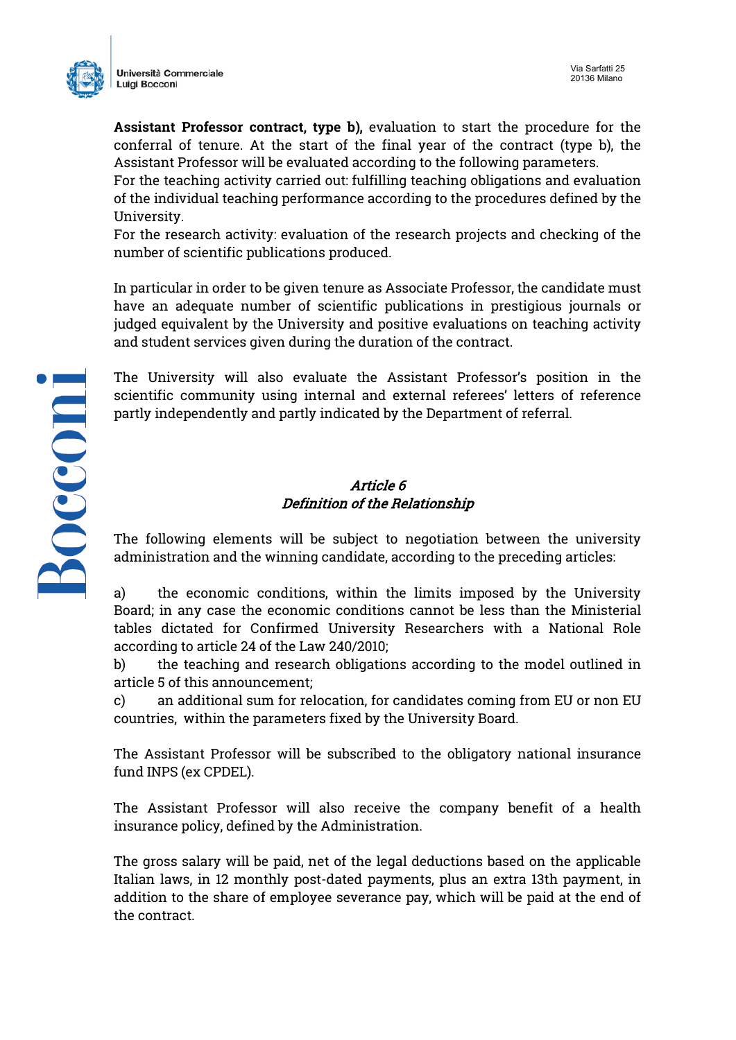**Assistant Professor contract, type b),** evaluation to start the procedure for the conferral of tenure. At the start of the final year of the contract (type b), the Assistant Professor will be evaluated according to the following parameters.
For the teaching activity carried out: fulfilling teaching obligations and evaluation of the individual teaching performance according to the procedures defined by the University.
For the research activity: evaluation of the research projects and checking of the number of scientific publications produced.

In particular in order to be given tenure as Associate Professor, the candidate must have an adequate number of scientific publications in prestigious journals or judged equivalent by the University and positive evaluations on teaching activity and student services given during the duration of the contract.

The University will also evaluate the Assistant Professor's position in the scientific community using internal and external referees' letters of reference partly independently and partly indicated by the Department of referral.

## *Article 6*
## *Definition of the Relationship*

The following elements will be subject to negotiation between the university administration and the winning candidate, according to the preceding articles:

a) the economic conditions, within the limits imposed by the University Board; in any case the economic conditions cannot be less than the Ministerial tables dictated for Confirmed University Researchers with a National Role according to article 24 of the Law 240/2010;
b) the teaching and research obligations according to the model outlined in article 5 of this announcement;
c) an additional sum for relocation, for candidates coming from EU or non EU countries, within the parameters fixed by the University Board.

The Assistant Professor will be subscribed to the obligatory national insurance fund INPS (ex CPDEL).

The Assistant Professor will also receive the company benefit of a health insurance policy, defined by the Administration.

The gross salary will be paid, net of the legal deductions based on the applicable Italian laws, in 12 monthly post-dated payments, plus an extra 13th payment, in addition to the share of employee severance pay, which will be paid at the end of the contract.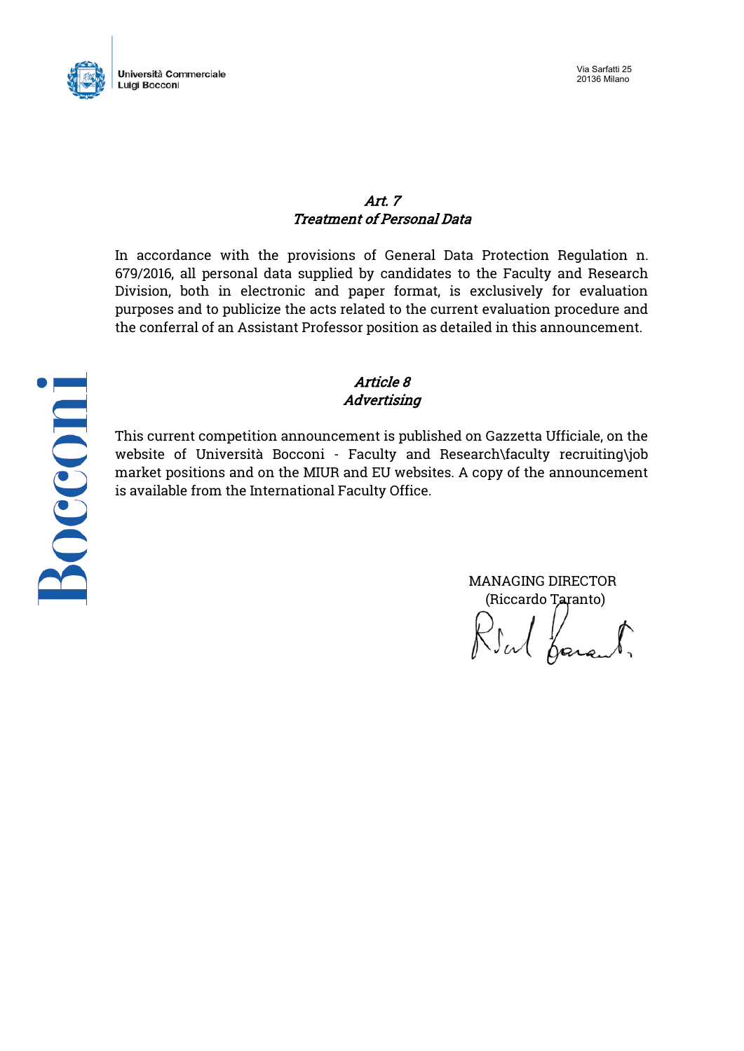### *Art. 7*
### *Treatment of Personal Data*

In accordance with the provisions of General Data Protection Regulation n. 679/2016, all personal data supplied by candidates to the Faculty and Research Division, both in electronic and paper format, is exclusively for evaluation purposes and to publicize the acts related to the current evaluation procedure and the conferral of an Assistant Professor position as detailed in this announcement.

### *Article 8*
### *Advertising*

This current competition announcement is published on Gazzetta Ufficiale, on the website of Università Bocconi - Faculty and Research\faculty recruiting\job market positions and on the MIUR and EU websites. A copy of the announcement is available from the International Faculty Office.

MANAGING DIRECTOR
(Riccardo Taranto)